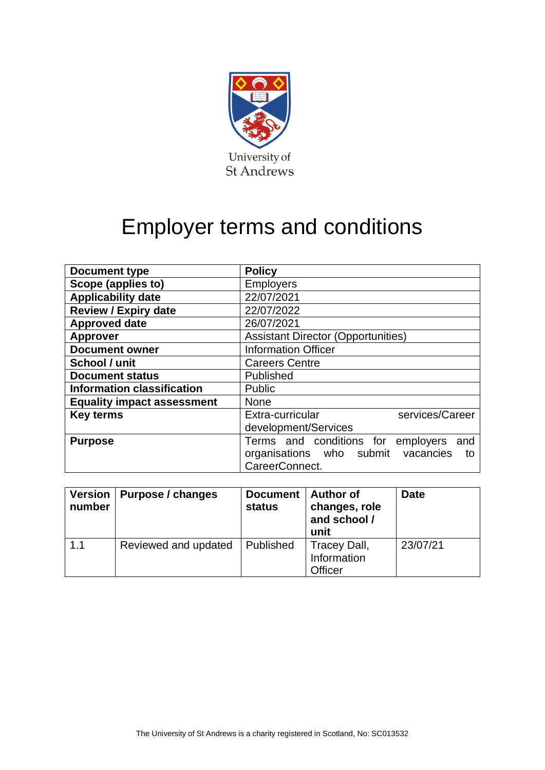University of St Andrews

# Employer terms and conditions

| | |
|---|---|
| **Document type** | **Policy** |
| **Scope (applies to)** | Employers |
| **Applicability date** | 22/07/2021 |
| **Review / Expiry date** | 22/07/2022 |
| **Approved date** | 26/07/2021 |
| **Approver** | Assistant Director (Opportunities) |
| **Document owner** | Information Officer |
| **School / unit** | Careers Centre |
| **Document status** | Published |
| **Information classification** | Public |
| **Equality impact assessment** | None |
| **Key terms** | Extra-curricular services/Career development/Services |
| **Purpose** | Terms and conditions for employers and organisations who submit vacancies to CareerConnect. |

| Version number | Purpose / changes | Document status | Author of changes, role and school / unit | Date |
|---|---|---|---|---|
| 1.1 | Reviewed and updated | Published | Tracey Dall, Information Officer | 23/07/21 |

The University of St Andrews is a charity registered in Scotland, No: SC013532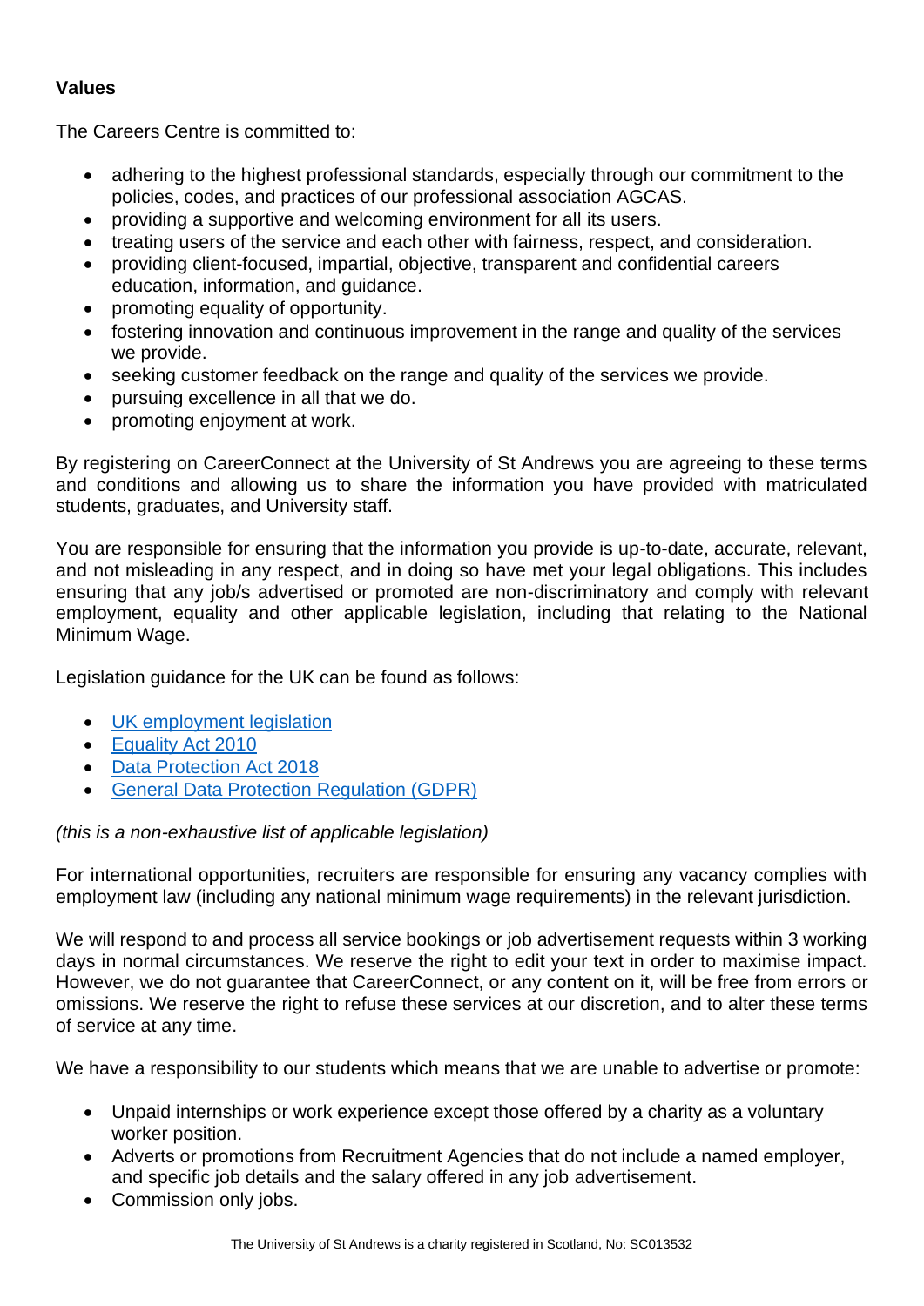**Values**

The Careers Centre is committed to:

- adhering to the highest professional standards, especially through our commitment to the policies, codes, and practices of our professional association AGCAS.
- providing a supportive and welcoming environment for all its users.
- treating users of the service and each other with fairness, respect, and consideration.
- providing client-focused, impartial, objective, transparent and confidential careers education, information, and guidance.
- promoting equality of opportunity.
- fostering innovation and continuous improvement in the range and quality of the services we provide.
- seeking customer feedback on the range and quality of the services we provide.
- pursuing excellence in all that we do.
- promoting enjoyment at work.

By registering on CareerConnect at the University of St Andrews you are agreeing to these terms and conditions and allowing us to share the information you have provided with matriculated students, graduates, and University staff.

You are responsible for ensuring that the information you provide is up-to-date, accurate, relevant, and not misleading in any respect, and in doing so have met your legal obligations. This includes ensuring that any job/s advertised or promoted are non-discriminatory and comply with relevant employment, equality and other applicable legislation, including that relating to the National Minimum Wage.

Legislation guidance for the UK can be found as follows:

- UK employment legislation
- Equality Act 2010
- Data Protection Act 2018
- General Data Protection Regulation (GDPR)

*(this is a non-exhaustive list of applicable legislation)*

For international opportunities, recruiters are responsible for ensuring any vacancy complies with employment law (including any national minimum wage requirements) in the relevant jurisdiction.

We will respond to and process all service bookings or job advertisement requests within 3 working days in normal circumstances. We reserve the right to edit your text in order to maximise impact. However, we do not guarantee that CareerConnect, or any content on it, will be free from errors or omissions. We reserve the right to refuse these services at our discretion, and to alter these terms of service at any time.

We have a responsibility to our students which means that we are unable to advertise or promote:

- Unpaid internships or work experience except those offered by a charity as a voluntary worker position.
- Adverts or promotions from Recruitment Agencies that do not include a named employer, and specific job details and the salary offered in any job advertisement.
- Commission only jobs.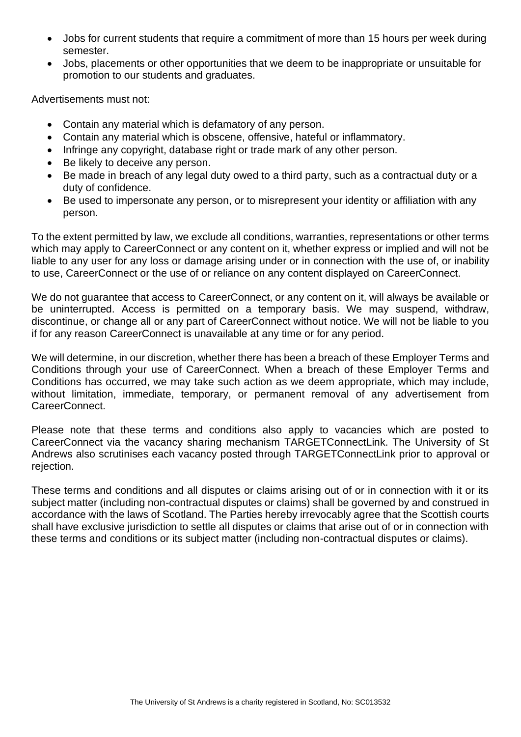- Jobs for current students that require a commitment of more than 15 hours per week during semester.
- Jobs, placements or other opportunities that we deem to be inappropriate or unsuitable for promotion to our students and graduates.

Advertisements must not:

- Contain any material which is defamatory of any person.
- Contain any material which is obscene, offensive, hateful or inflammatory.
- Infringe any copyright, database right or trade mark of any other person.
- Be likely to deceive any person.
- Be made in breach of any legal duty owed to a third party, such as a contractual duty or a duty of confidence.
- Be used to impersonate any person, or to misrepresent your identity or affiliation with any person.

To the extent permitted by law, we exclude all conditions, warranties, representations or other terms which may apply to CareerConnect or any content on it, whether express or implied and will not be liable to any user for any loss or damage arising under or in connection with the use of, or inability to use, CareerConnect or the use of or reliance on any content displayed on CareerConnect.

We do not guarantee that access to CareerConnect, or any content on it, will always be available or be uninterrupted. Access is permitted on a temporary basis. We may suspend, withdraw, discontinue, or change all or any part of CareerConnect without notice. We will not be liable to you if for any reason CareerConnect is unavailable at any time or for any period.

We will determine, in our discretion, whether there has been a breach of these Employer Terms and Conditions through your use of CareerConnect. When a breach of these Employer Terms and Conditions has occurred, we may take such action as we deem appropriate, which may include, without limitation, immediate, temporary, or permanent removal of any advertisement from CareerConnect.

Please note that these terms and conditions also apply to vacancies which are posted to CareerConnect via the vacancy sharing mechanism TARGETConnectLink. The University of St Andrews also scrutinises each vacancy posted through TARGETConnectLink prior to approval or rejection.

These terms and conditions and all disputes or claims arising out of or in connection with it or its subject matter (including non-contractual disputes or claims) shall be governed by and construed in accordance with the laws of Scotland. The Parties hereby irrevocably agree that the Scottish courts shall have exclusive jurisdiction to settle all disputes or claims that arise out of or in connection with these terms and conditions or its subject matter (including non-contractual disputes or claims).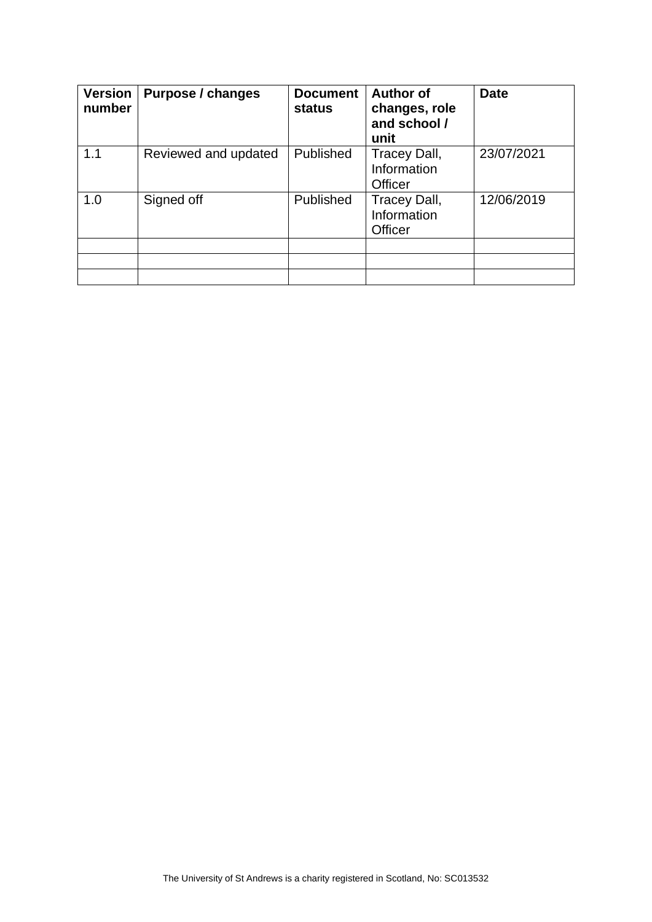| Version number | Purpose / changes | Document status | Author of changes, role and school / unit | Date |
| --- | --- | --- | --- | --- |
| 1.1 | Reviewed and updated | Published | Tracey Dall, Information Officer | 23/07/2021 |
| 1.0 | Signed off | Published | Tracey Dall, Information Officer | 12/06/2019 |
| | | | | |
| | | | | |
| | | | | |

The University of St Andrews is a charity registered in Scotland, No: SC013532